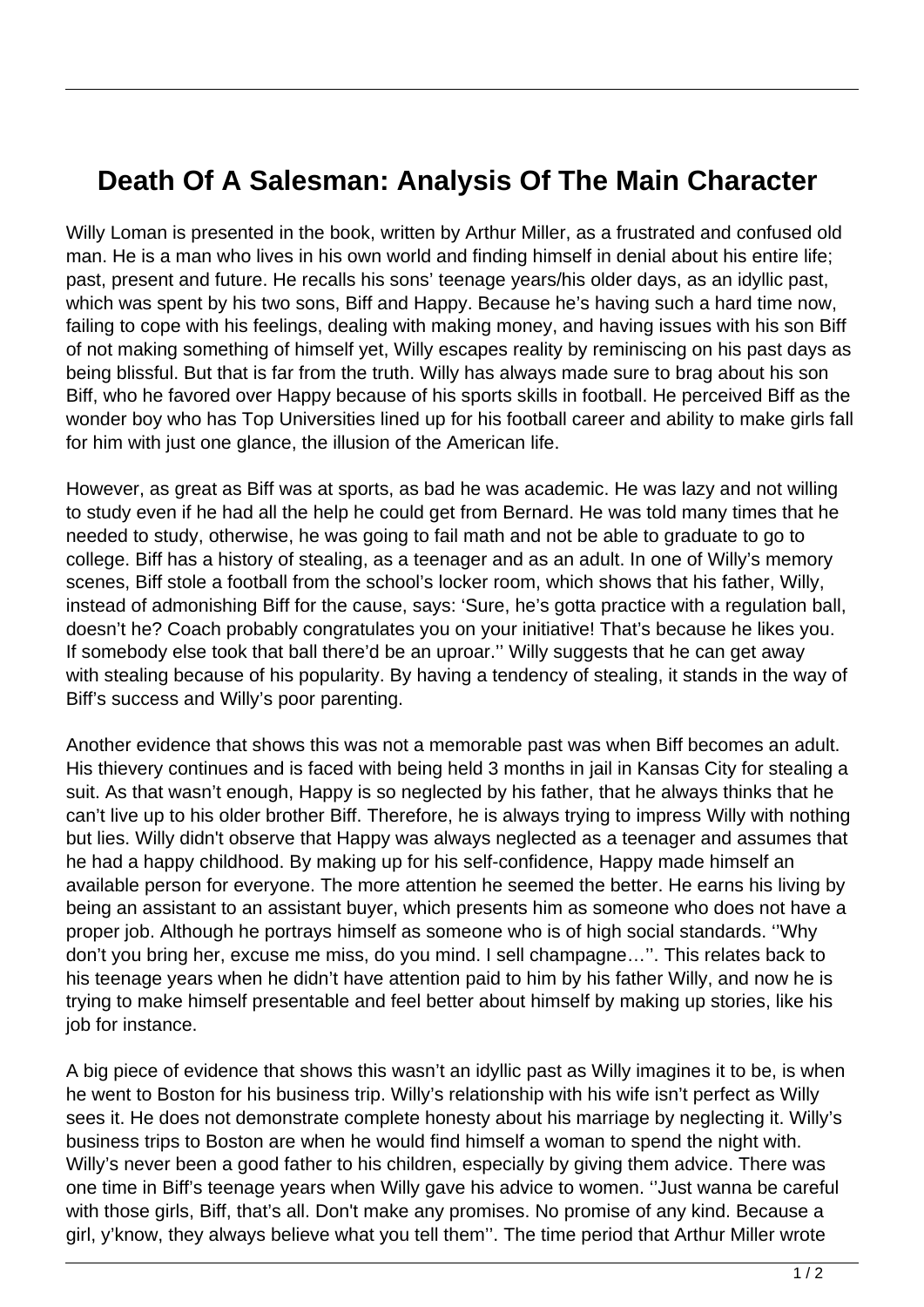# Death Of A Salesman: Analysis Of The Main Character

Willy Loman is presented in the book, written by Arthur Miller, as a frustrated and confused old man. He is a man who lives in his own world and finding himself in denial about his entire life; past, present and future. He recalls his sons' teenage years/his older days, as an idyllic past, which was spent by his two sons, Biff and Happy. Because he's having such a hard time now, failing to cope with his feelings, dealing with making money, and having issues with his son Biff of not making something of himself yet, Willy escapes reality by reminiscing on his past days as being blissful. But that is far from the truth. Willy has always made sure to brag about his son Biff, who he favored over Happy because of his sports skills in football. He perceived Biff as the wonder boy who has Top Universities lined up for his football career and ability to make girls fall for him with just one glance, the illusion of the American life.

However, as great as Biff was at sports, as bad he was academic. He was lazy and not willing to study even if he had all the help he could get from Bernard. He was told many times that he needed to study, otherwise, he was going to fail math and not be able to graduate to go to college. Biff has a history of stealing, as a teenager and as an adult. In one of Willy's memory scenes, Biff stole a football from the school's locker room, which shows that his father, Willy, instead of admonishing Biff for the cause, says: 'Sure, he's gotta practice with a regulation ball, doesn't he? Coach probably congratulates you on your initiative! That's because he likes you. If somebody else took that ball there'd be an uproar.'' Willy suggests that he can get away with stealing because of his popularity. By having a tendency of stealing, it stands in the way of Biff's success and Willy's poor parenting.

Another evidence that shows this was not a memorable past was when Biff becomes an adult. His thievery continues and is faced with being held 3 months in jail in Kansas City for stealing a suit. As that wasn't enough, Happy is so neglected by his father, that he always thinks that he can't live up to his older brother Biff. Therefore, he is always trying to impress Willy with nothing but lies. Willy didn't observe that Happy was always neglected as a teenager and assumes that he had a happy childhood. By making up for his self-confidence, Happy made himself an available person for everyone. The more attention he seemed the better. He earns his living by being an assistant to an assistant buyer, which presents him as someone who does not have a proper job. Although he portrays himself as someone who is of high social standards. ''Why don't you bring her, excuse me miss, do you mind. I sell champagne…''. This relates back to his teenage years when he didn't have attention paid to him by his father Willy, and now he is trying to make himself presentable and feel better about himself by making up stories, like his job for instance.

A big piece of evidence that shows this wasn't an idyllic past as Willy imagines it to be, is when he went to Boston for his business trip. Willy's relationship with his wife isn't perfect as Willy sees it. He does not demonstrate complete honesty about his marriage by neglecting it. Willy's business trips to Boston are when he would find himself a woman to spend the night with. Willy's never been a good father to his children, especially by giving them advice. There was one time in Biff's teenage years when Willy gave his advice to women. ''Just wanna be careful with those girls, Biff, that's all. Don't make any promises. No promise of any kind. Because a girl, y'know, they always believe what you tell them''. The time period that Arthur Miller wrote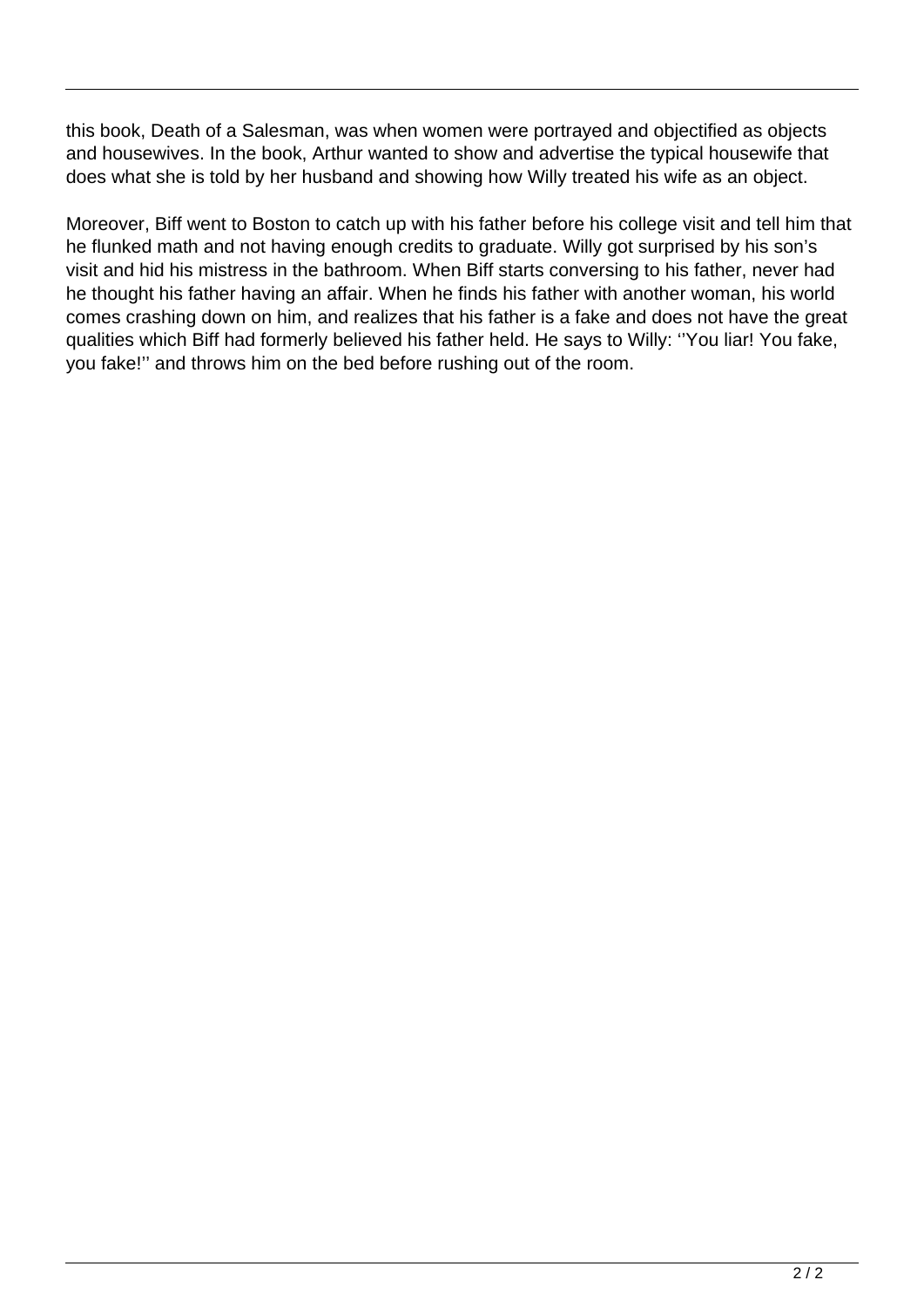this book, Death of a Salesman, was when women were portrayed and objectified as objects and housewives. In the book, Arthur wanted to show and advertise the typical housewife that does what she is told by her husband and showing how Willy treated his wife as an object.

Moreover, Biff went to Boston to catch up with his father before his college visit and tell him that he flunked math and not having enough credits to graduate. Willy got surprised by his son's visit and hid his mistress in the bathroom. When Biff starts conversing to his father, never had he thought his father having an affair. When he finds his father with another woman, his world comes crashing down on him, and realizes that his father is a fake and does not have the great qualities which Biff had formerly believed his father held. He says to Willy: ''You liar! You fake, you fake!'' and throws him on the bed before rushing out of the room.